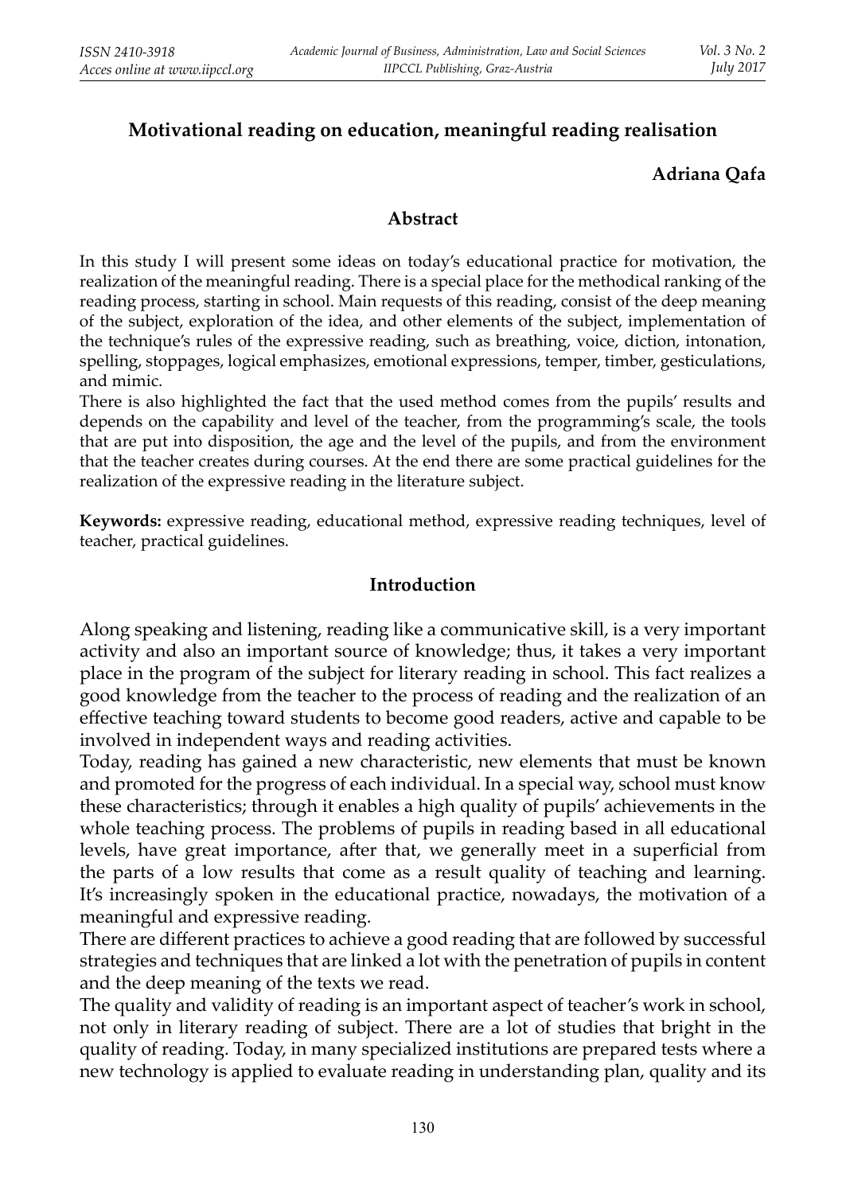# Motivational reading on education, meaningful reading realisation

**Adriana Qafa**

## Abstract

In this study I will present some ideas on today's educational practice for motivation, the realization of the meaningful reading. There is a special place for the methodical ranking of the reading process, starting in school. Main requests of this reading, consist of the deep meaning of the subject, exploration of the idea, and other elements of the subject, implementation of the technique's rules of the expressive reading, such as breathing, voice, diction, intonation, spelling, stoppages, logical emphasizes, emotional expressions, temper, timber, gesticulations, and mimic.

There is also highlighted the fact that the used method comes from the pupils' results and depends on the capability and level of the teacher, from the programming's scale, the tools that are put into disposition, the age and the level of the pupils, and from the environment that the teacher creates during courses. At the end there are some practical guidelines for the realization of the expressive reading in the literature subject.

**Keywords:** expressive reading, educational method, expressive reading techniques, level of teacher, practical guidelines.

## Introduction

Along speaking and listening, reading like a communicative skill, is a very important activity and also an important source of knowledge; thus, it takes a very important place in the program of the subject for literary reading in school. This fact realizes a good knowledge from the teacher to the process of reading and the realization of an effective teaching toward students to become good readers, active and capable to be involved in independent ways and reading activities.

Today, reading has gained a new characteristic, new elements that must be known and promoted for the progress of each individual. In a special way, school must know these characteristics; through it enables a high quality of pupils' achievements in the whole teaching process. The problems of pupils in reading based in all educational levels, have great importance, after that, we generally meet in a superficial from the parts of a low results that come as a result quality of teaching and learning. It's increasingly spoken in the educational practice, nowadays, the motivation of a meaningful and expressive reading.

There are different practices to achieve a good reading that are followed by successful strategies and techniques that are linked a lot with the penetration of pupils in content and the deep meaning of the texts we read.

The quality and validity of reading is an important aspect of teacher's work in school, not only in literary reading of subject. There are a lot of studies that bright in the quality of reading. Today, in many specialized institutions are prepared tests where a new technology is applied to evaluate reading in understanding plan, quality and its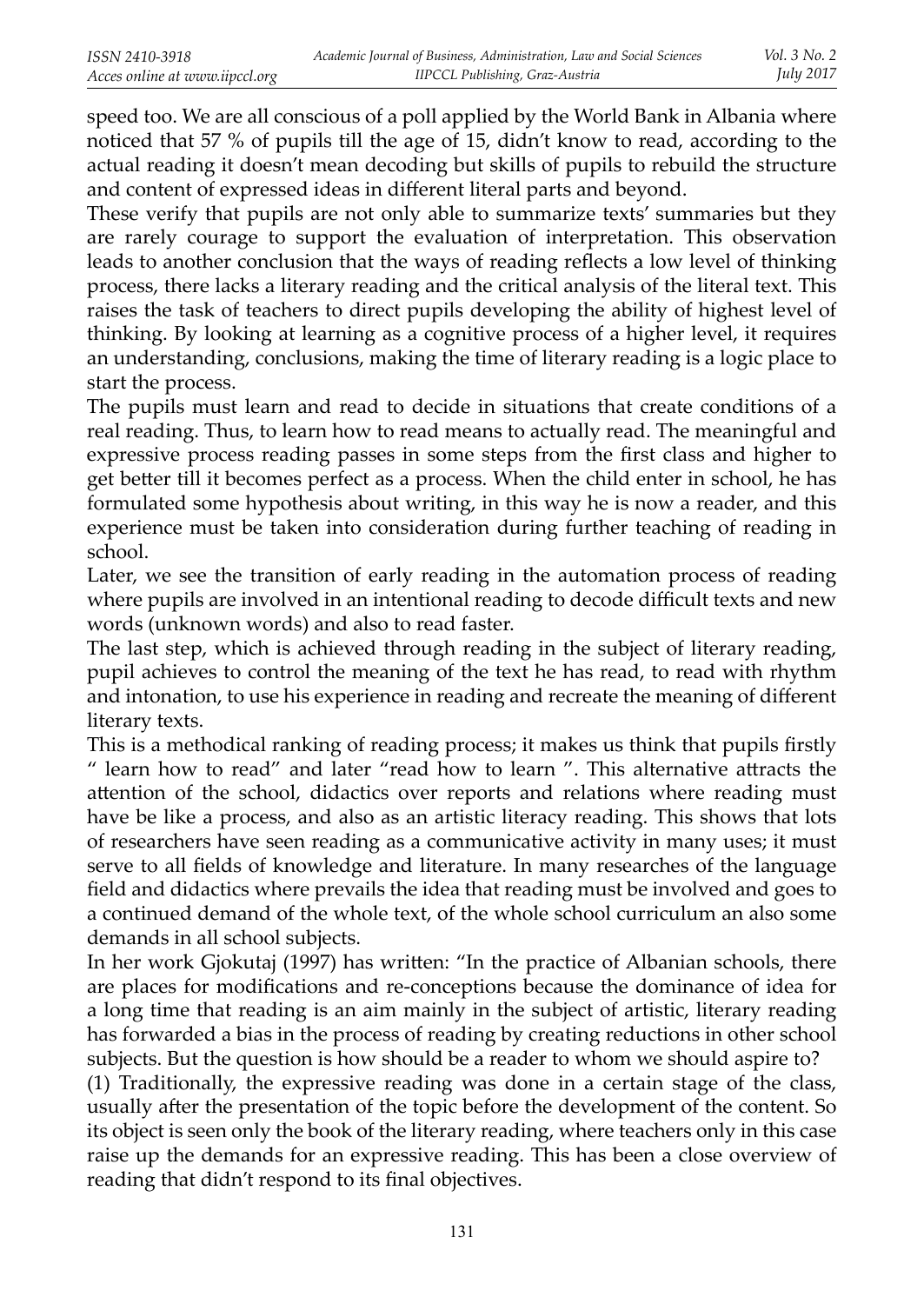speed too. We are all conscious of a poll applied by the World Bank in Albania where noticed that 57 % of pupils till the age of 15, didn't know to read, according to the actual reading it doesn't mean decoding but skills of pupils to rebuild the structure and content of expressed ideas in different literal parts and beyond.

These verify that pupils are not only able to summarize texts' summaries but they are rarely courage to support the evaluation of interpretation. This observation leads to another conclusion that the ways of reading reflects a low level of thinking process, there lacks a literary reading and the critical analysis of the literal text. This raises the task of teachers to direct pupils developing the ability of highest level of thinking. By looking at learning as a cognitive process of a higher level, it requires an understanding, conclusions, making the time of literary reading is a logic place to start the process.

The pupils must learn and read to decide in situations that create conditions of a real reading. Thus, to learn how to read means to actually read. The meaningful and expressive process reading passes in some steps from the first class and higher to get better till it becomes perfect as a process. When the child enter in school, he has formulated some hypothesis about writing, in this way he is now a reader, and this experience must be taken into consideration during further teaching of reading in school.

Later, we see the transition of early reading in the automation process of reading where pupils are involved in an intentional reading to decode difficult texts and new words (unknown words) and also to read faster.

The last step, which is achieved through reading in the subject of literary reading, pupil achieves to control the meaning of the text he has read, to read with rhythm and intonation, to use his experience in reading and recreate the meaning of different literary texts.

This is a methodical ranking of reading process; it makes us think that pupils firstly " learn how to read" and later "read how to learn ". This alternative attracts the attention of the school, didactics over reports and relations where reading must have be like a process, and also as an artistic literacy reading. This shows that lots of researchers have seen reading as a communicative activity in many uses; it must serve to all fields of knowledge and literature. In many researches of the language field and didactics where prevails the idea that reading must be involved and goes to a continued demand of the whole text, of the whole school curriculum an also some demands in all school subjects.

In her work Gjokutaj (1997) has written: "In the practice of Albanian schools, there are places for modifications and re-conceptions because the dominance of idea for a long time that reading is an aim mainly in the subject of artistic, literary reading has forwarded a bias in the process of reading by creating reductions in other school subjects. But the question is how should be a reader to whom we should aspire to?

(1) Traditionally, the expressive reading was done in a certain stage of the class, usually after the presentation of the topic before the development of the content. So its object is seen only the book of the literary reading, where teachers only in this case raise up the demands for an expressive reading. This has been a close overview of reading that didn't respond to its final objectives.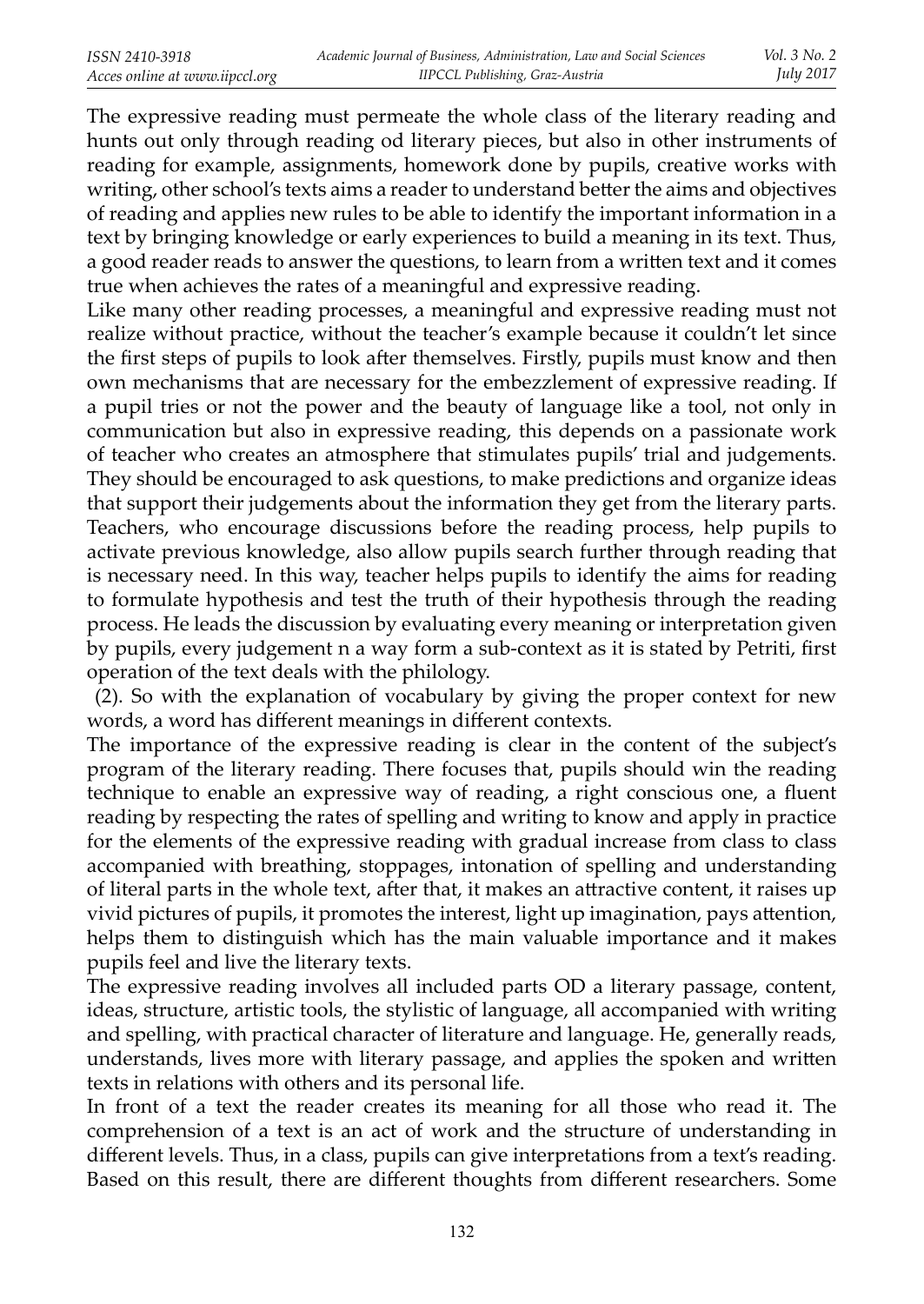The expressive reading must permeate the whole class of the literary reading and hunts out only through reading od literary pieces, but also in other instruments of reading for example, assignments, homework done by pupils, creative works with writing, other school's texts aims a reader to understand better the aims and objectives of reading and applies new rules to be able to identify the important information in a text by bringing knowledge or early experiences to build a meaning in its text. Thus, a good reader reads to answer the questions, to learn from a written text and it comes true when achieves the rates of a meaningful and expressive reading.

Like many other reading processes, a meaningful and expressive reading must not realize without practice, without the teacher's example because it couldn't let since the first steps of pupils to look after themselves. Firstly, pupils must know and then own mechanisms that are necessary for the embezzlement of expressive reading. If a pupil tries or not the power and the beauty of language like a tool, not only in communication but also in expressive reading, this depends on a passionate work of teacher who creates an atmosphere that stimulates pupils' trial and judgements. They should be encouraged to ask questions, to make predictions and organize ideas that support their judgements about the information they get from the literary parts. Teachers, who encourage discussions before the reading process, help pupils to activate previous knowledge, also allow pupils search further through reading that is necessary need. In this way, teacher helps pupils to identify the aims for reading to formulate hypothesis and test the truth of their hypothesis through the reading process. He leads the discussion by evaluating every meaning or interpretation given by pupils, every judgement n a way form a sub-context as it is stated by Petriti, first operation of the text deals with the philology.

(2). So with the explanation of vocabulary by giving the proper context for new words, a word has different meanings in different contexts.

The importance of the expressive reading is clear in the content of the subject's program of the literary reading. There focuses that, pupils should win the reading technique to enable an expressive way of reading, a right conscious one, a fluent reading by respecting the rates of spelling and writing to know and apply in practice for the elements of the expressive reading with gradual increase from class to class accompanied with breathing, stoppages, intonation of spelling and understanding of literal parts in the whole text, after that, it makes an attractive content, it raises up vivid pictures of pupils, it promotes the interest, light up imagination, pays attention, helps them to distinguish which has the main valuable importance and it makes pupils feel and live the literary texts.

The expressive reading involves all included parts OD a literary passage, content, ideas, structure, artistic tools, the stylistic of language, all accompanied with writing and spelling, with practical character of literature and language. He, generally reads, understands, lives more with literary passage, and applies the spoken and written texts in relations with others and its personal life.

In front of a text the reader creates its meaning for all those who read it. The comprehension of a text is an act of work and the structure of understanding in different levels. Thus, in a class, pupils can give interpretations from a text's reading. Based on this result, there are different thoughts from different researchers. Some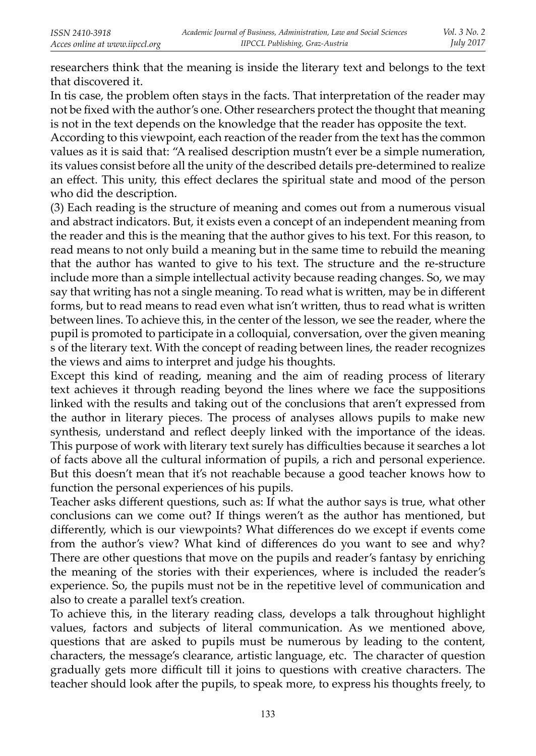researchers think that the meaning is inside the literary text and belongs to the text that discovered it.

In tis case, the problem often stays in the facts. That interpretation of the reader may not be fixed with the author's one. Other researchers protect the thought that meaning is not in the text depends on the knowledge that the reader has opposite the text.

According to this viewpoint, each reaction of the reader from the text has the common values as it is said that: "A realised description mustn't ever be a simple numeration, its values consist before all the unity of the described details pre-determined to realize an effect. This unity, this effect declares the spiritual state and mood of the person who did the description.

(3) Each reading is the structure of meaning and comes out from a numerous visual and abstract indicators. But, it exists even a concept of an independent meaning from the reader and this is the meaning that the author gives to his text. For this reason, to read means to not only build a meaning but in the same time to rebuild the meaning that the author has wanted to give to his text. The structure and the re-structure include more than a simple intellectual activity because reading changes. So, we may say that writing has not a single meaning. To read what is written, may be in different forms, but to read means to read even what isn't written, thus to read what is written between lines. To achieve this, in the center of the lesson, we see the reader, where the pupil is promoted to participate in a colloquial, conversation, over the given meaning s of the literary text. With the concept of reading between lines, the reader recognizes the views and aims to interpret and judge his thoughts.

Except this kind of reading, meaning and the aim of reading process of literary text achieves it through reading beyond the lines where we face the suppositions linked with the results and taking out of the conclusions that aren't expressed from the author in literary pieces. The process of analyses allows pupils to make new synthesis, understand and reflect deeply linked with the importance of the ideas. This purpose of work with literary text surely has difficulties because it searches a lot of facts above all the cultural information of pupils, a rich and personal experience. But this doesn't mean that it's not reachable because a good teacher knows how to function the personal experiences of his pupils.

Teacher asks different questions, such as: If what the author says is true, what other conclusions can we come out? If things weren't as the author has mentioned, but differently, which is our viewpoints? What differences do we except if events come from the author's view? What kind of differences do you want to see and why? There are other questions that move on the pupils and reader's fantasy by enriching the meaning of the stories with their experiences, where is included the reader's experience. So, the pupils must not be in the repetitive level of communication and also to create a parallel text's creation.

To achieve this, in the literary reading class, develops a talk throughout highlight values, factors and subjects of literal communication. As we mentioned above, questions that are asked to pupils must be numerous by leading to the content, characters, the message's clearance, artistic language, etc. The character of question gradually gets more difficult till it joins to questions with creative characters. The teacher should look after the pupils, to speak more, to express his thoughts freely, to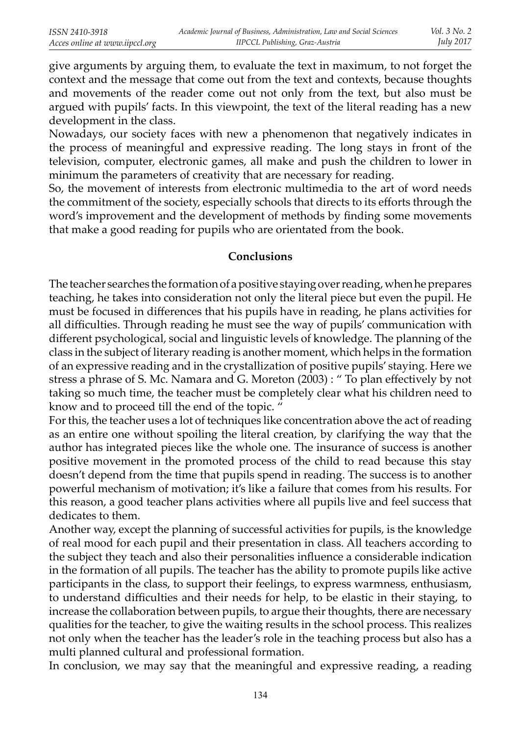give arguments by arguing them, to evaluate the text in maximum, to not forget the context and the message that come out from the text and contexts, because thoughts and movements of the reader come out not only from the text, but also must be argued with pupils' facts. In this viewpoint, the text of the literal reading has a new development in the class.

Nowadays, our society faces with new a phenomenon that negatively indicates in the process of meaningful and expressive reading. The long stays in front of the television, computer, electronic games, all make and push the children to lower in minimum the parameters of creativity that are necessary for reading.

So, the movement of interests from electronic multimedia to the art of word needs the commitment of the society, especially schools that directs to its efforts through the word's improvement and the development of methods by finding some movements that make a good reading for pupils who are orientated from the book.

## Conclusions

The teacher searches the formation of a positive staying over reading, when he prepares teaching, he takes into consideration not only the literal piece but even the pupil. He must be focused in differences that his pupils have in reading, he plans activities for all difficulties. Through reading he must see the way of pupils' communication with different psychological, social and linguistic levels of knowledge. The planning of the class in the subject of literary reading is another moment, which helps in the formation of an expressive reading and in the crystallization of positive pupils' staying. Here we stress a phrase of S. Mc. Namara and G. Moreton (2003) : " To plan effectively by not taking so much time, the teacher must be completely clear what his children need to know and to proceed till the end of the topic. "

For this, the teacher uses a lot of techniques like concentration above the act of reading as an entire one without spoiling the literal creation, by clarifying the way that the author has integrated pieces like the whole one. The insurance of success is another positive movement in the promoted process of the child to read because this stay doesn't depend from the time that pupils spend in reading. The success is to another powerful mechanism of motivation; it's like a failure that comes from his results. For this reason, a good teacher plans activities where all pupils live and feel success that dedicates to them.

Another way, except the planning of successful activities for pupils, is the knowledge of real mood for each pupil and their presentation in class. All teachers according to the subject they teach and also their personalities influence a considerable indication in the formation of all pupils. The teacher has the ability to promote pupils like active participants in the class, to support their feelings, to express warmness, enthusiasm, to understand difficulties and their needs for help, to be elastic in their staying, to increase the collaboration between pupils, to argue their thoughts, there are necessary qualities for the teacher, to give the waiting results in the school process. This realizes not only when the teacher has the leader's role in the teaching process but also has a multi planned cultural and professional formation.

In conclusion, we may say that the meaningful and expressive reading, a reading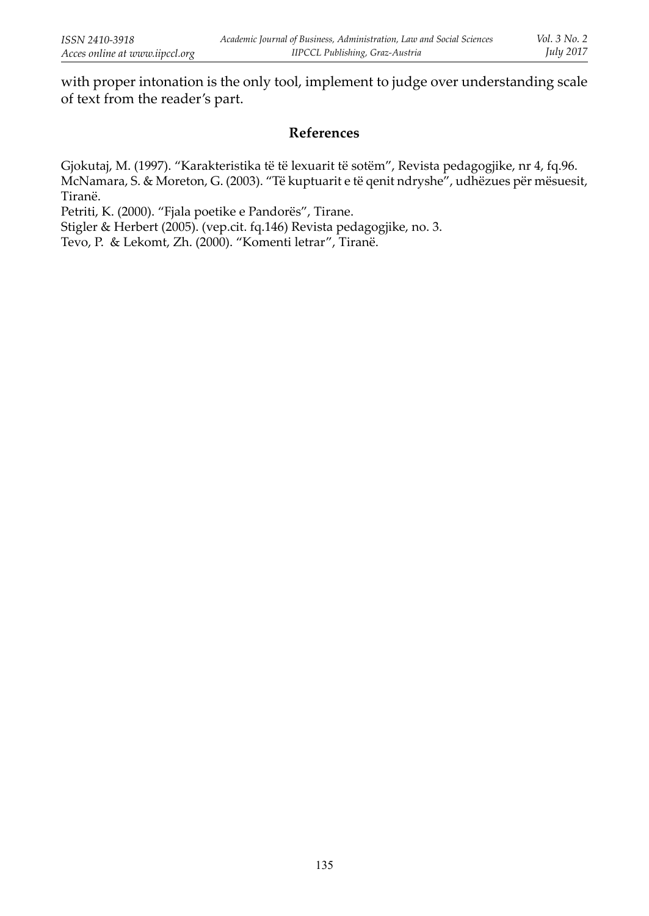with proper intonation is the only tool, implement to judge over understanding scale of text from the reader's part.

## References

Gjokutaj, M. (1997). "Karakteristika të të lexuarit të sotëm", Revista pedagogjike, nr 4, fq.96.
McNamara, S. & Moreton, G. (2003). "Të kuptuarit e të qenit ndryshe", udhëzues për mësuesit, Tiranë.
Petriti, K. (2000). "Fjala poetike e Pandorës", Tirane.
Stigler & Herbert (2005). (vep.cit. fq.146) Revista pedagogjike, no. 3.
Tevo, P. & Lekomt, Zh. (2000). "Komenti letrar", Tiranë.